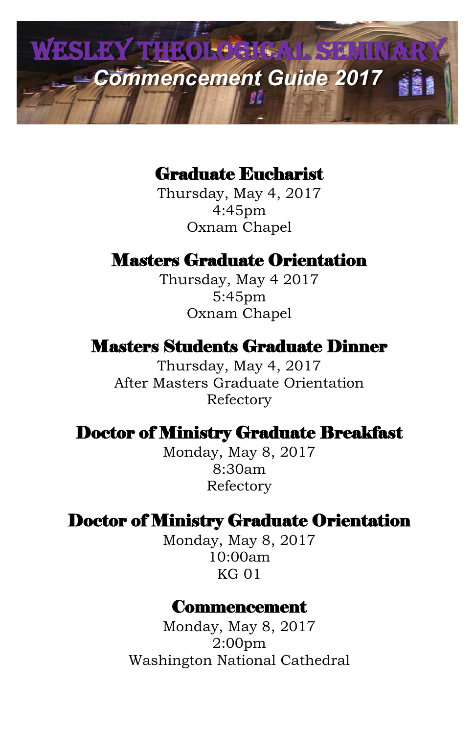# Wesley Theological Seminary

*Commencement Guide 2017*

## Graduate Eucharist

Thursday, May 4, 2017
4:45pm
Oxnam Chapel

## Masters Graduate Orientation

Thursday, May 4 2017
5:45pm
Oxnam Chapel

## Masters Students Graduate Dinner

Thursday, May 4, 2017
After Masters Graduate Orientation
Refectory

## Doctor of Ministry Graduate Breakfast

Monday, May 8, 2017
8:30am
Refectory

## Doctor of Ministry Graduate Orientation

Monday, May 8, 2017
10:00am
KG 01

## Commencement

Monday, May 8, 2017
2:00pm
Washington National Cathedral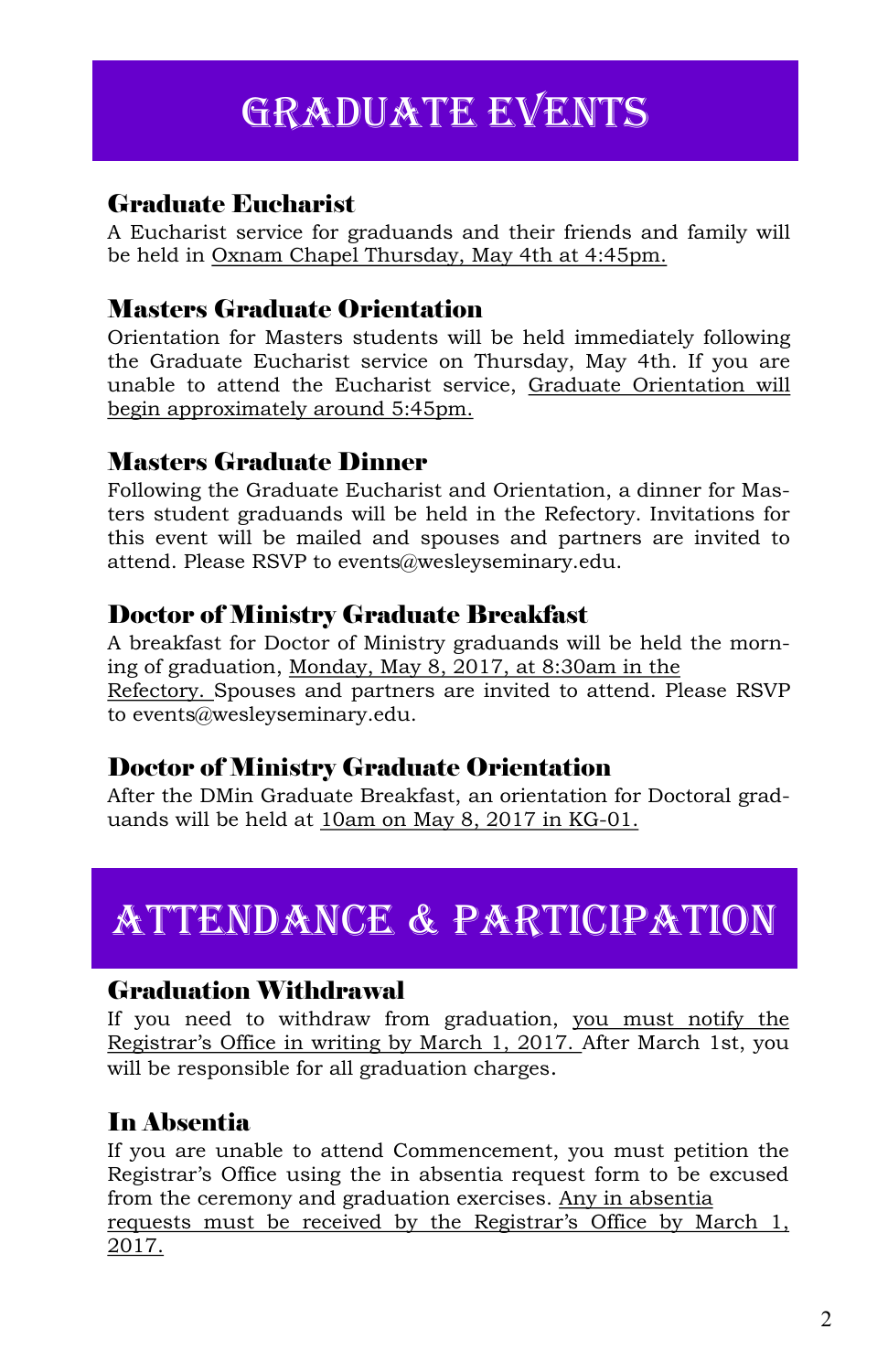# GRADUATE EVENTS

### Graduate Eucharist

A Eucharist service for graduands and their friends and family will be held in Oxnam Chapel Thursday, May 4th at 4:45pm.

### Masters Graduate Orientation

Orientation for Masters students will be held immediately following the Graduate Eucharist service on Thursday, May 4th. If you are unable to attend the Eucharist service, Graduate Orientation will begin approximately around 5:45pm.

### Masters Graduate Dinner

Following the Graduate Eucharist and Orientation, a dinner for Masters student graduands will be held in the Refectory. Invitations for this event will be mailed and spouses and partners are invited to attend. Please RSVP to events@wesleyseminary.edu.

### Doctor of Ministry Graduate Breakfast

A breakfast for Doctor of Ministry graduands will be held the morning of graduation, Monday, May 8, 2017, at 8:30am in the Refectory. Spouses and partners are invited to attend. Please RSVP to events@wesleyseminary.edu.

### Doctor of Ministry Graduate Orientation

After the DMin Graduate Breakfast, an orientation for Doctoral graduands will be held at 10am on May 8, 2017 in KG-01.

# ATTENDANCE & PARTICIPATION

### Graduation Withdrawal

If you need to withdraw from graduation, you must notify the Registrar's Office in writing by March 1, 2017. After March 1st, you will be responsible for all graduation charges.

### In Absentia

If you are unable to attend Commencement, you must petition the Registrar's Office using the in absentia request form to be excused from the ceremony and graduation exercises. Any in absentia requests must be received by the Registrar's Office by March 1, 2017.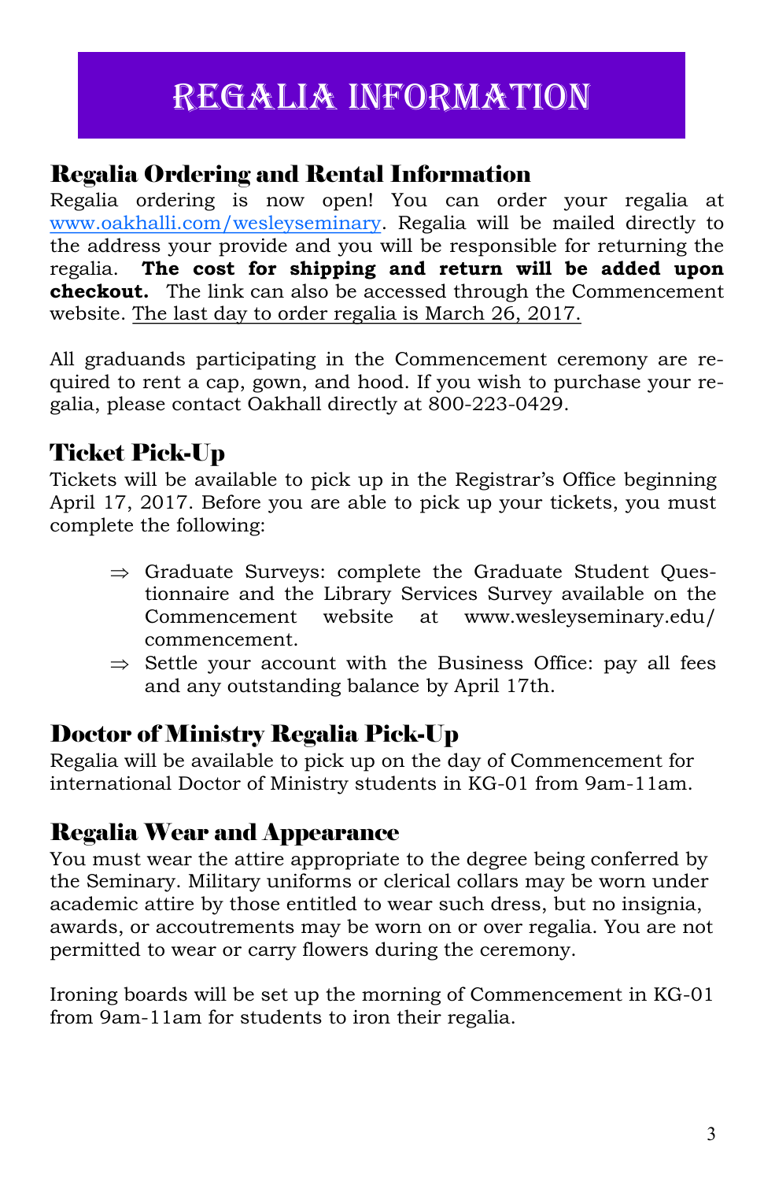# REGALIA INFORMATION

## Regalia Ordering and Rental Information

Regalia ordering is now open! You can order your regalia at [www.oakhalli.com/wesleyseminary](www.oakhalli.com/wesleyseminary). Regalia will be mailed directly to the address your provide and you will be responsible for returning the regalia. **The cost for shipping and return will be added upon checkout.** The link can also be accessed through the Commencement website. The last day to order regalia is March 26, 2017.

All graduands participating in the Commencement ceremony are required to rent a cap, gown, and hood. If you wish to purchase your regalia, please contact Oakhall directly at 800-223-0429.

## Ticket Pick-Up

Tickets will be available to pick up in the Registrar's Office beginning April 17, 2017. Before you are able to pick up your tickets, you must complete the following:

- ⇒ Graduate Surveys: complete the Graduate Student Questionnaire and the Library Services Survey available on the Commencement website at www.wesleyseminary.edu/commencement.
- ⇒ Settle your account with the Business Office: pay all fees and any outstanding balance by April 17th.

## Doctor of Ministry Regalia Pick-Up

Regalia will be available to pick up on the day of Commencement for international Doctor of Ministry students in KG-01 from 9am-11am.

## Regalia Wear and Appearance

You must wear the attire appropriate to the degree being conferred by the Seminary. Military uniforms or clerical collars may be worn under academic attire by those entitled to wear such dress, but no insignia, awards, or accoutrements may be worn on or over regalia. You are not permitted to wear or carry flowers during the ceremony.

Ironing boards will be set up the morning of Commencement in KG-01 from 9am-11am for students to iron their regalia.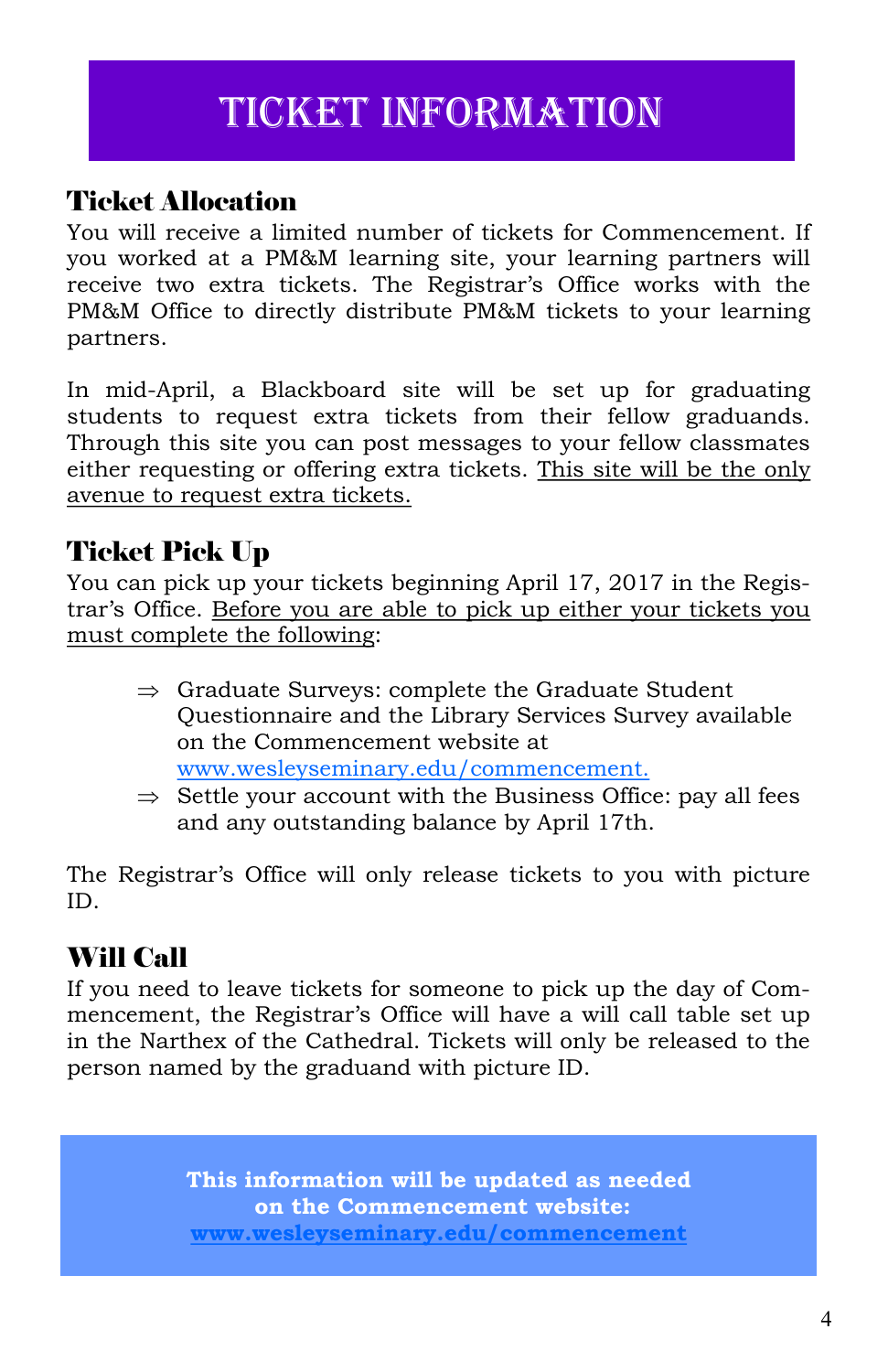# TICKET INFORMATION

## Ticket Allocation

You will receive a limited number of tickets for Commencement. If you worked at a PM&M learning site, your learning partners will receive two extra tickets. The Registrar's Office works with the PM&M Office to directly distribute PM&M tickets to your learning partners.

In mid-April, a Blackboard site will be set up for graduating students to request extra tickets from their fellow graduands. Through this site you can post messages to your fellow classmates either requesting or offering extra tickets. <u>This site will be the only avenue to request extra tickets.</u>

## Ticket Pick Up

You can pick up your tickets beginning April 17, 2017 in the Registrar's Office. <u>Before you are able to pick up either your tickets you must complete the following</u>:

- ⇒ Graduate Surveys: complete the Graduate Student Questionnaire and the Library Services Survey available on the Commencement website at [www.wesleyseminary.edu/commencement.](http://www.wesleyseminary.edu/commencement)
- ⇒ Settle your account with the Business Office: pay all fees and any outstanding balance by April 17th.

The Registrar's Office will only release tickets to you with picture ID.

## Will Call

If you need to leave tickets for someone to pick up the day of Commencement, the Registrar's Office will have a will call table set up in the Narthex of the Cathedral. Tickets will only be released to the person named by the graduand with picture ID.

**This information will be updated as needed on the Commencement website: [www.wesleyseminary.edu/commencement](http://www.wesleyseminary.edu/commencement)**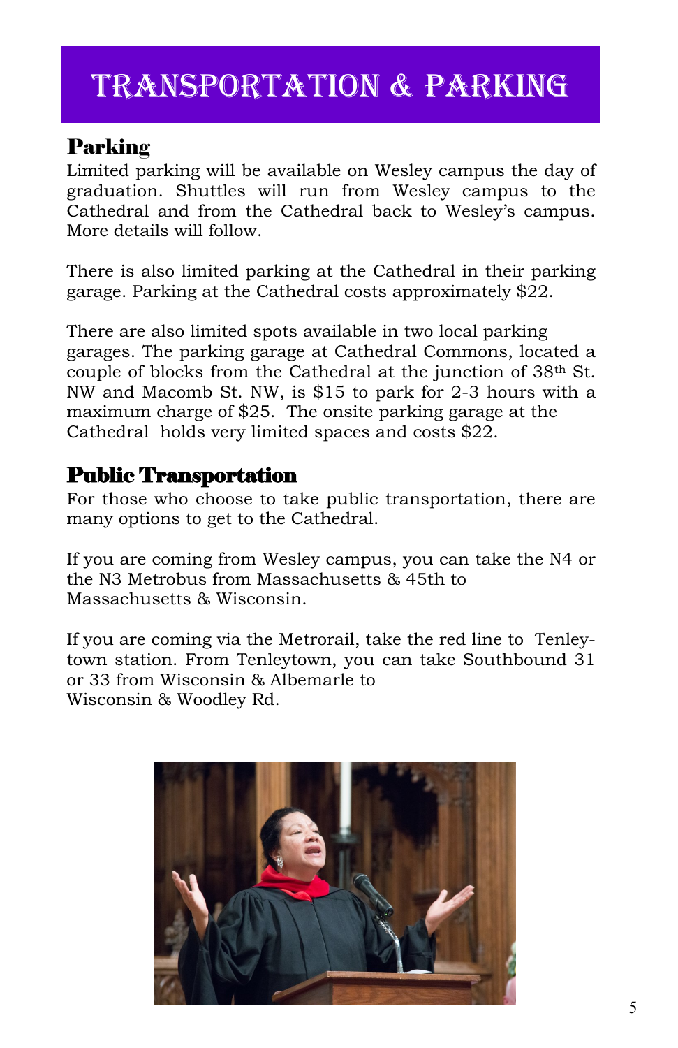# TRANSPORTATION & PARKING

## Parking

Limited parking will be available on Wesley campus the day of graduation. Shuttles will run from Wesley campus to the Cathedral and from the Cathedral back to Wesley's campus. More details will follow.

There is also limited parking at the Cathedral in their parking garage. Parking at the Cathedral costs approximately $22.

There are also limited spots available in two local parking garages. The parking garage at Cathedral Commons, located a couple of blocks from the Cathedral at the junction of 38th St. NW and Macomb St. NW, is $15 to park for 2-3 hours with a maximum charge of $25. The onsite parking garage at the Cathedral holds very limited spaces and costs $22.

## Public Transportation

For those who choose to take public transportation, there are many options to get to the Cathedral.

If you are coming from Wesley campus, you can take the N4 or the N3 Metrobus from Massachusetts & 45th to Massachusetts & Wisconsin.

If you are coming via the Metrorail, take the red line to Tenleytown station. From Tenleytown, you can take Southbound 31 or 33 from Wisconsin & Albemarle to Wisconsin & Woodley Rd.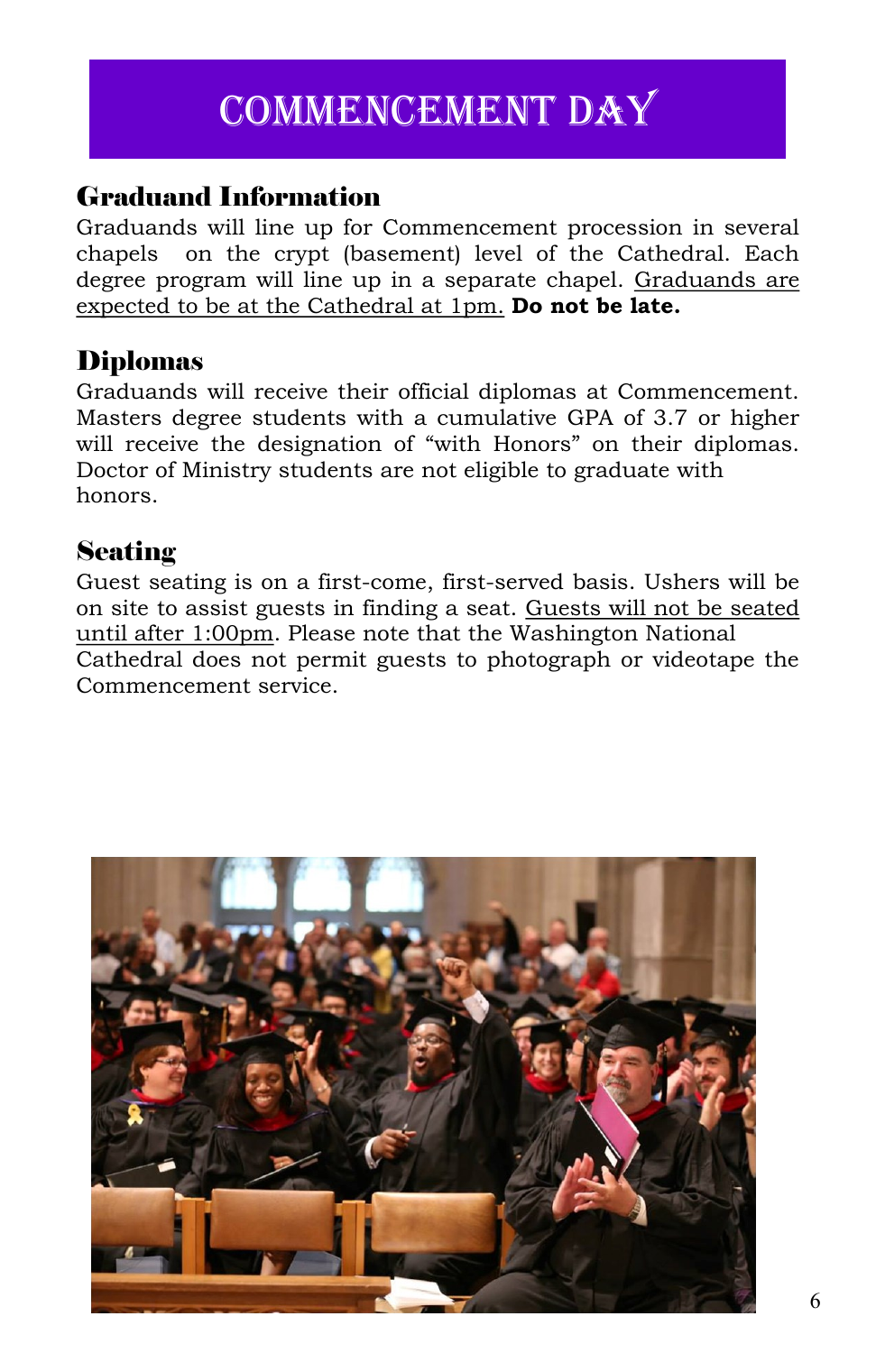# COMMENCEMENT DAY

## Graduand Information

Graduands will line up for Commencement procession in several chapels on the crypt (basement) level of the Cathedral. Each degree program will line up in a separate chapel. Graduands are expected to be at the Cathedral at 1pm. **Do not be late.**

## Diplomas

Graduands will receive their official diplomas at Commencement. Masters degree students with a cumulative GPA of 3.7 or higher will receive the designation of "with Honors" on their diplomas. Doctor of Ministry students are not eligible to graduate with honors.

## Seating

Guest seating is on a first-come, first-served basis. Ushers will be on site to assist guests in finding a seat. Guests will not be seated until after 1:00pm. Please note that the Washington National Cathedral does not permit guests to photograph or videotape the Commencement service.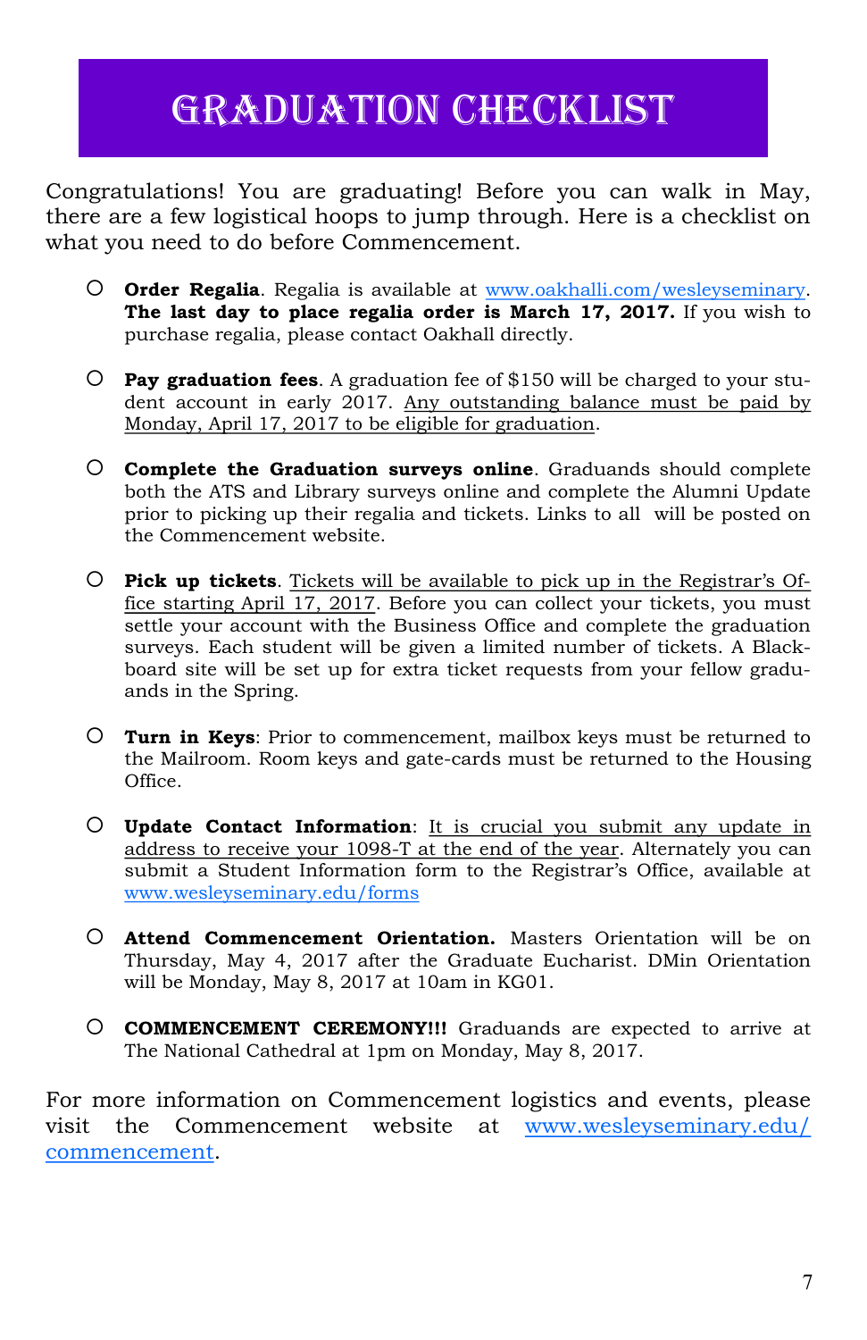# GRADUATION CHECKLIST

Congratulations! You are graduating! Before you can walk in May, there are a few logistical hoops to jump through. Here is a checklist on what you need to do before Commencement.

- **Order Regalia**. Regalia is available at www.oakhalli.com/wesleyseminary. **The last day to place regalia order is March 17, 2017.** If you wish to purchase regalia, please contact Oakhall directly.

- **Pay graduation fees**. A graduation fee of $150 will be charged to your student account in early 2017. Any outstanding balance must be paid by Monday, April 17, 2017 to be eligible for graduation.

- **Complete the Graduation surveys online**. Graduands should complete both the ATS and Library surveys online and complete the Alumni Update prior to picking up their regalia and tickets. Links to all will be posted on the Commencement website.

- **Pick up tickets**. Tickets will be available to pick up in the Registrar's Office starting April 17, 2017. Before you can collect your tickets, you must settle your account with the Business Office and complete the graduation surveys. Each student will be given a limited number of tickets. A Blackboard site will be set up for extra ticket requests from your fellow graduands in the Spring.

- **Turn in Keys**: Prior to commencement, mailbox keys must be returned to the Mailroom. Room keys and gate-cards must be returned to the Housing Office.

- **Update Contact Information**: It is crucial you submit any update in address to receive your 1098-T at the end of the year. Alternately you can submit a Student Information form to the Registrar's Office, available at www.wesleyseminary.edu/forms

- **Attend Commencement Orientation.** Masters Orientation will be on Thursday, May 4, 2017 after the Graduate Eucharist. DMin Orientation will be Monday, May 8, 2017 at 10am in KG01.

- **COMMENCEMENT CEREMONY!!!** Graduands are expected to arrive at The National Cathedral at 1pm on Monday, May 8, 2017.

For more information on Commencement logistics and events, please visit the Commencement website at www.wesleyseminary.edu/commencement.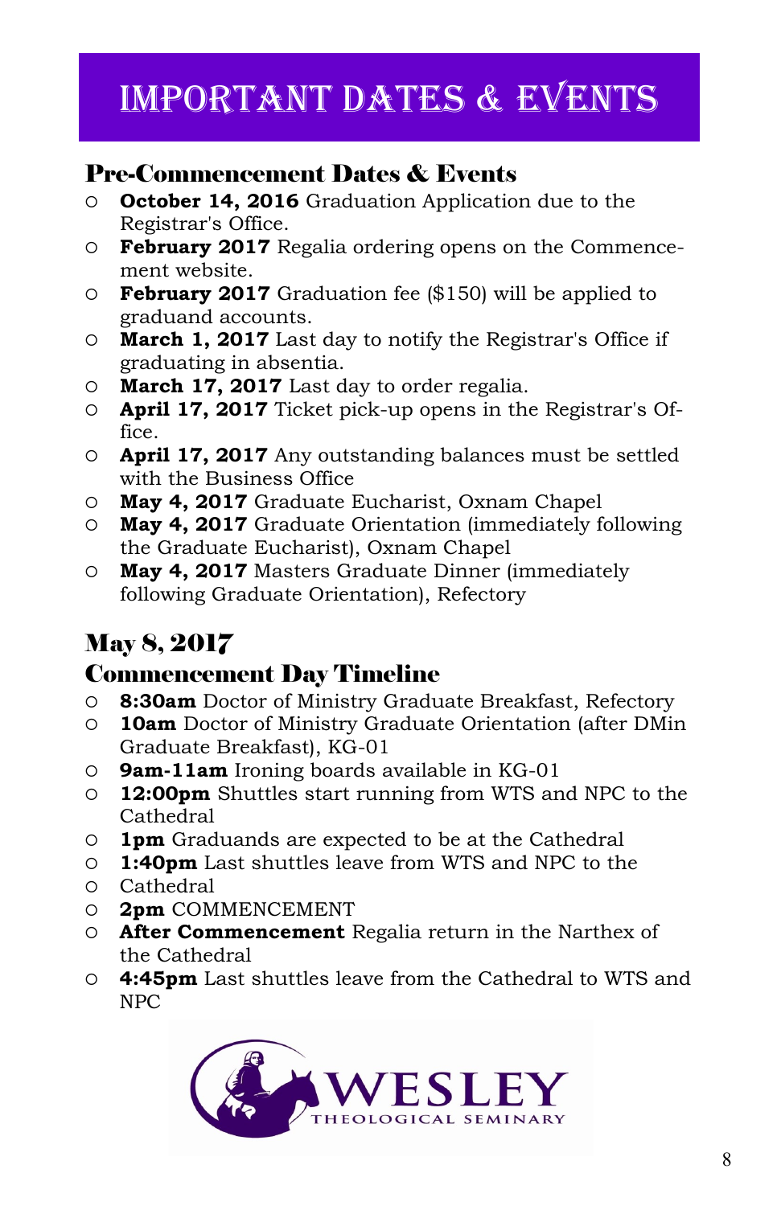# IMPORTANT DATES & EVENTS

## Pre-Commencement Dates & Events

- **October 14, 2016** Graduation Application due to the Registrar's Office.
- **February 2017** Regalia ordering opens on the Commencement website.
- **February 2017** Graduation fee ($150) will be applied to graduand accounts.
- **March 1, 2017** Last day to notify the Registrar's Office if graduating in absentia.
- **March 17, 2017** Last day to order regalia.
- **April 17, 2017** Ticket pick-up opens in the Registrar's Office.
- **April 17, 2017** Any outstanding balances must be settled with the Business Office
- **May 4, 2017** Graduate Eucharist, Oxnam Chapel
- **May 4, 2017** Graduate Orientation (immediately following the Graduate Eucharist), Oxnam Chapel
- **May 4, 2017** Masters Graduate Dinner (immediately following Graduate Orientation), Refectory

## May 8, 2017

## Commencement Day Timeline

- **8:30am** Doctor of Ministry Graduate Breakfast, Refectory
- **10am** Doctor of Ministry Graduate Orientation (after DMin Graduate Breakfast), KG-01
- **9am-11am** Ironing boards available in KG-01
- **12:00pm** Shuttles start running from WTS and NPC to the Cathedral
- **1pm** Graduands are expected to be at the Cathedral
- **1:40pm** Last shuttles leave from WTS and NPC to the
- Cathedral
- **2pm** COMMENCEMENT
- **After Commencement** Regalia return in the Narthex of the Cathedral
- **4:45pm** Last shuttles leave from the Cathedral to WTS and NPC

WESLEY THEOLOGICAL SEMINARY